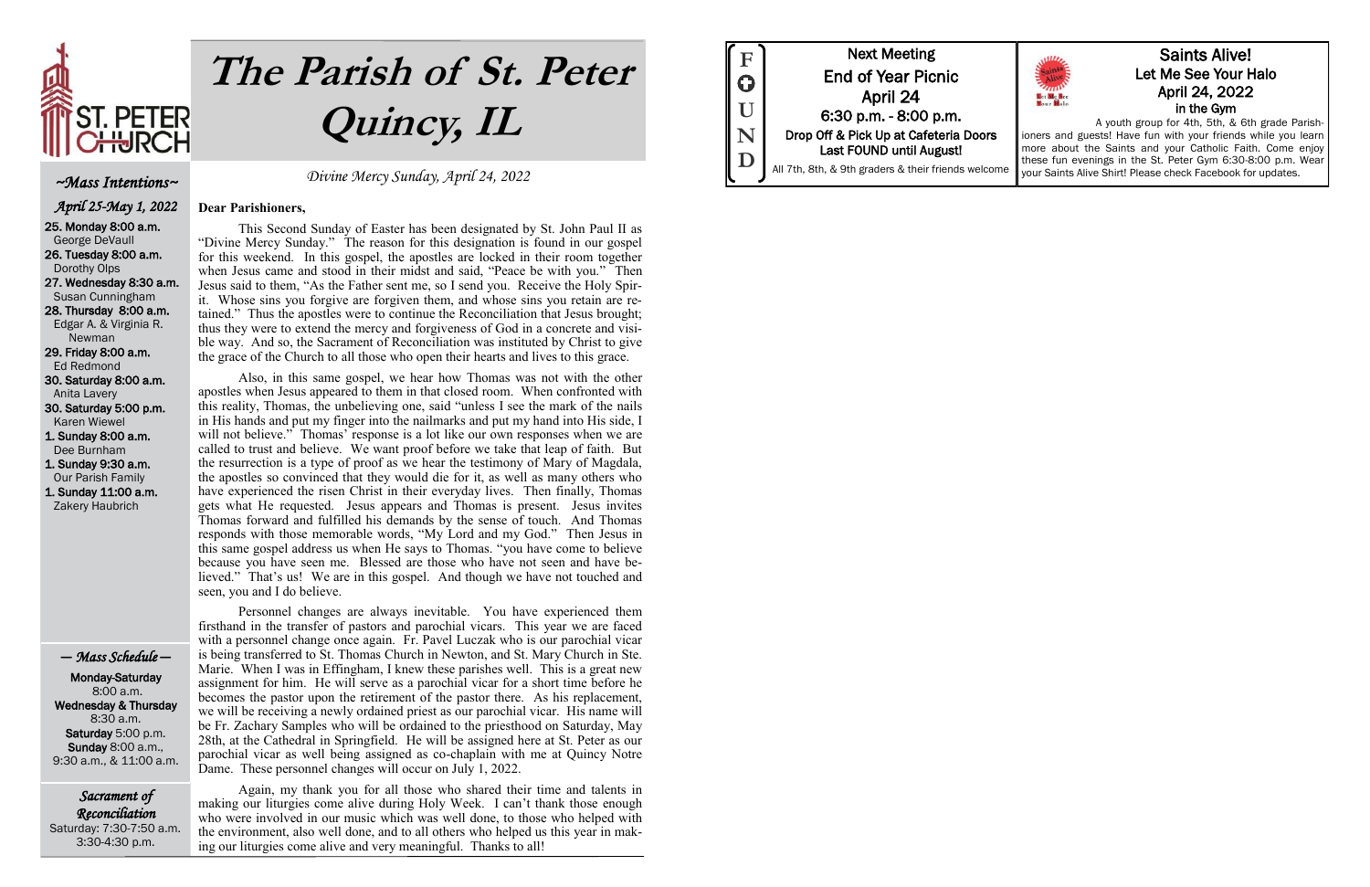# The Parish of St. Peter Quincy, IL

*Divine Mercy Sunday, April 24, 2022*

## ~Mass Intentions~

*April 25-May 1, 2022*

**25. Monday 8:00 a.m.**
George DeVaull

**26. Tuesday 8:00 a.m.**
Dorothy Olps

**27. Wednesday 8:30 a.m.**
Susan Cunningham

**28. Thursday 8:00 a.m.**
Edgar A. & Virginia R. Newman

**29. Friday 8:00 a.m.**
Ed Redmond

**30. Saturday 8:00 a.m.**
Anita Lavery

**30. Saturday 5:00 p.m.**
Karen Wiewel

**1. Sunday 8:00 a.m.**
Dee Burnham

**1. Sunday 9:30 a.m.**
Our Parish Family

**1. Sunday 11:00 a.m.**
Zakery Haubrich

## — Mass Schedule —

**Monday-Saturday**
8:00 a.m.
**Wednesday & Thursday**
8:30 a.m.
**Saturday** 5:00 p.m.
**Sunday** 8:00 a.m., 9:30 a.m., & 11:00 a.m.

## Sacrament of Reconciliation

Saturday: 7:30-7:50 a.m.
3:30-4:30 p.m.

**Dear Parishioners,**

This Second Sunday of Easter has been designated by St. John Paul II as "Divine Mercy Sunday." The reason for this designation is found in our gospel for this weekend. In this gospel, the apostles are locked in their room together when Jesus came and stood in their midst and said, "Peace be with you." Then Jesus said to them, "As the Father sent me, so I send you. Receive the Holy Spirit. Whose sins you forgive are forgiven them, and whose sins you retain are retained." Thus the apostles were to continue the Reconciliation that Jesus brought; thus they were to extend the mercy and forgiveness of God in a concrete and visible way. And so, the Sacrament of Reconciliation was instituted by Christ to give the grace of the Church to all those who open their hearts and lives to this grace.

Also, in this same gospel, we hear how Thomas was not with the other apostles when Jesus appeared to them in that closed room. When confronted with this reality, Thomas, the unbelieving one, said "unless I see the mark of the nails in His hands and put my finger into the nailmarks and put my hand into His side, I will not believe." Thomas' response is a lot like our own responses when we are called to trust and believe. We want proof before we take that leap of faith. But the resurrection is a type of proof as we hear the testimony of Mary of Magdala, the apostles so convinced that they would die for it, as well as many others who have experienced the risen Christ in their everyday lives. Then finally, Thomas gets what He requested. Jesus appears and Thomas is present. Jesus invites Thomas forward and fulfilled his demands by the sense of touch. And Thomas responds with those memorable words, "My Lord and my God." Then Jesus in this same gospel address us when He says to Thomas. "you have come to believe because you have seen me. Blessed are those who have not seen and have believed." That's us! We are in this gospel. And though we have not touched and seen, you and I do believe.

Personnel changes are always inevitable. You have experienced them firsthand in the transfer of pastors and parochial vicars. This year we are faced with a personnel change once again. Fr. Pavel Luczak who is our parochial vicar is being transferred to St. Thomas Church in Newton, and St. Mary Church in Ste. Marie. When I was in Effingham, I knew these parishes well. This is a great new assignment for him. He will serve as a parochial vicar for a short time before he becomes the pastor upon the retirement of the pastor there. As his replacement, we will be receiving a newly ordained priest as our parochial vicar. His name will be Fr. Zachary Samples who will be ordained to the priesthood on Saturday, May 28th, at the Cathedral in Springfield. He will be assigned here at St. Peter as our parochial vicar as well being assigned as co-chaplain with me at Quincy Notre Dame. These personnel changes will occur on July 1, 2022.

Again, my thank you for all those who shared their time and talents in making our liturgies come alive during Holy Week. I can't thank those enough who were involved in our music which was well done, to those who helped with the environment, also well done, and to all others who helped us this year in making our liturgies come alive and very meaningful. Thanks to all!

## FOUND

**Next Meeting**
**End of Year Picnic**
**April 24**
**6:30 p.m. - 8:00 p.m.**
**Drop Off & Pick Up at Cafeteria Doors**
**Last FOUND until August!**
All 7th, 8th, & 9th graders & their friends welcome

## Saints Alive!

**Let Me See Your Halo**
**April 24, 2022**
**in the Gym**

A youth group for 4th, 5th, & 6th grade Parishioners and guests! Have fun with your friends while you learn more about the Saints and your Catholic Faith. Come enjoy these fun evenings in the St. Peter Gym 6:30-8:00 p.m. Wear your Saints Alive Shirt! Please check Facebook for updates.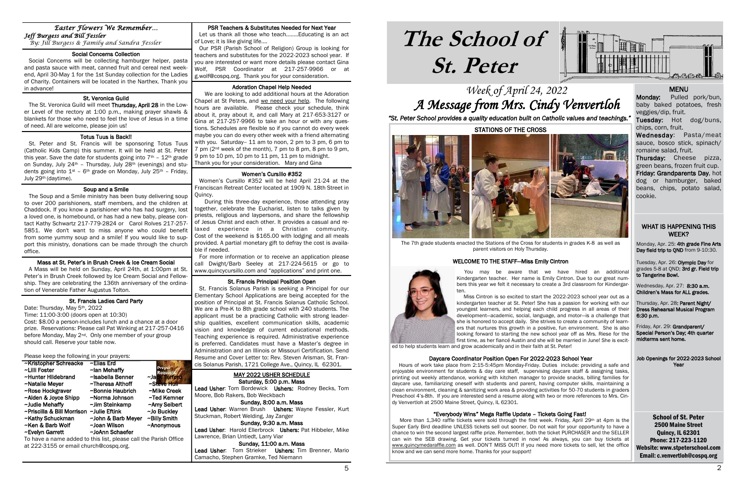### *Easter Flowers We Remember…*

*Jeff Burgess and Bill Fessler*

*By: Jill Burgess & Family and Sandra Fessler*

#### Social Concerns Collection

Social Concerns will be collecting hamburger helper, pasta and pasta sauce with meat, canned fruit and cereal next weekend, April 30-May 1 for the 1st Sunday collection for the Ladies of Charity. Containers will be located in the Narthex. Thank you in advance!

#### St. Veronica Guild

The St. Veronica Guild will meet **Thursday, April 28** in the Lower Level of the rectory at 1:00 p.m., making prayer shawls & blankets for those who need to feel the love of Jesus in a time of need. All are welcome, please join us!

#### Totus Tuus is Back!!

St. Peter and St. Francis will be sponsoring Totus Tuus (Catholic Kids Camp) this summer. It will be held at St. Peter this year. Save the date for students going into 7th – 12th grade on Sunday, July 24th – Thursday, July 28th (evenings) and students going into 1st – 6th grade on Monday, July 25th – Friday, July 29th (daytime).

#### Soup and a Smile

The Soup and a Smile ministry has been busy delivering soup to over 200 parishioners, staff members, and the children at Chaddock. If you know a parishioner who has had surgery, lost a loved one, is homebound, or has had a new baby, please contact Kathy Schwartz 217-779-2824 or Carol Rolves 217-257-5851. We don't want to miss anyone who could benefit from some yummy soup and a smile! If you would like to support this ministry, donations can be made through the church office.

#### Mass at St. Peter's in Brush Creek & Ice Cream Social

A Mass will be held on Sunday, April 24th, at 1:00pm at St. Peter's in Brush Creek followed by Ice Cream Social and Fellowship. They are celebrating the 136th anniversary of the ordination of Venerable Father Augustus Tolton.

#### St. Francis Ladies Card Party

Date: Thursday, May 5th, 2022
Time: 11:00-3:00 (doors open at 10:30)
Cost: $8.00 a person-includes lunch and a chance at a door prize. Reservations: Please call Pat Winking at 217-257-0416 before Monday, May 2nd. Only one member of your group should call. Reserve your table now.

Please keep the following in your prayers:

| | | |
|---|---|---|
| ~Kristopher Schreacke | ~Elias Erd | |
| ~Lilli Foster | ~Ian Mehaffy | |
| ~Hunter Hildebrand | ~Isabella Benner | ~Jack Tofford |
| ~Natalie Meyer | ~Theresa Althoff | ~Steve Hull |
| ~Rose Hockgraver | ~Bonnie Haubrich | ~Mike Creek |
| ~Alden & Joyce Shipp | ~Norma Johnson | ~Ted Kemner |
| ~Judie Mehaffy | ~Jim Steinkamp | ~Amy Seibert |
| ~Priscilla & Bill Morrison | ~Julie Eftink | ~Jo Buckley |
| ~Kathy Schuckman | ~John & Barb Meyer | ~Billy Smith |
| ~Ken & Barb Wolf | ~Joan Wilson | ~Anonymous |
| ~Evelyn Garrett | ~JoAnn Schaefer | |

To have a name added to this list, please call the Parish Office at 222-3155 or email church@cospq.org.

#### PSR Teachers & Substitutes Needed for Next Year

Let us thank all those who teach……..Educating is an act of Love; it is like giving life….

Our PSR (Parish School of Religion) Group is looking for teachers and substitutes for the 2022-2023 school year. If you are interested or want more details please contact Gina Wolf, PSR Coordinator at 217-257-9966 or at g.wolf@cospq.org. Thank you for your consideration.

#### Adoration Chapel Help Needed

We are looking to add additional hours at the Adoration Chapel at St Peters, and we need your help. The following hours are available. Please check your schedule, think about it, pray about it, and call Mary at 217-653-3127 or Gina at 217-257-9966 to take an hour or with any questions. Schedules are flexible so if you cannot do every week maybe you can do every other week with a friend alternating with you. Saturday-- 11 am to noon, 2 pm to 3 pm, 6 pm to 7 pm (2nd week of the month), 7 pm to 8 pm, 8 pm to 9 pm, 9 pm to 10 pm, 10 pm to 11 pm, 11 pm to midnight.
Thank you for your consideration. Mary and Gina

#### Women's Cursillo #352

Women's Cursillo #352 will be held April 21-24 at the Franciscan Retreat Center located at 1909 N. 18th Street in Quincy.

During this three-day experience, those attending pray together, celebrate the Eucharist, listen to talks given by priests, religious and laypersons, and share the fellowship of Jesus Christ and each other. It provides a casual and relaxed experience in a Christian community. Cost of the weekend is $165.00 with lodging and all meals provided. A partial monetary gift to defray the cost is available if needed.

For more information or to receive an application please call Dwight/Barb Seeley at 217-224-5615 or go to www.quincycursillo.com and "applications" and print one.

#### St. Francis Principal Position Open

St. Francis Solanus Parish is seeking a Principal for our Elementary School Applications are being accepted for the position of Principal at St. Francis Solanus Catholic School. We are a Pre-K to 8th grade school with 240 students. The applicant must be a practicing Catholic with strong leadership qualities, excellent communication skills, academic vision and knowledge of current educational methods. Teaching experience is required. Administrative experience is preferred. Candidates must have a Master's degree in Administration and an Illinois or Missouri Certification. Send Resume and Cover Letter to: Rev. Steven Arisman, St. Francis Solanus Parish, 1721 College Ave., Quincy, IL 62301.

#### MAY 2022 USHER SCHEDULE

**Saturday, 5:00 p.m. Mass**
**Lead Usher**: Tom Bordewick **Ushers:** Rodney Becks, Tom Moore, Bob Rakers, Bob Weckbach

**Sunday, 8:00 a.m. Mass**
**Lead Usher**: Warren Brush **Ushers:** Wayne Fessler, Kurt Stuckman, Robert Welding, Jay Zanger

**Sunday, 9:30 a.m. Mass**
**Lead Usher**: Harold Ellerbrock **Ushers:** Pat Hibbeler, Mike Lawrence, Brian Untiedt, Larry Viar

**Sunday, 11:00 a.m. Mass**
**Lead Usher**: Tom Strieker **Ushers:** Tim Brenner, Mario Camacho, Stephen Gramke, Ted Niemann

# The School of St. Peter

## *Week of April 24, 2022*
## *A Message from Mrs. Cindy Venvertloh*

*"St. Peter School provides a quality education built on Catholic values and teachings."*

#### STATIONS OF THE CROSS

The 7th grade students enacted the Stations of the Cross for students in grades K-8 as well as parent visitors on Holy Thursday.

#### WELCOME TO THE STAFF—Miss Emily Cintron

You may be aware that we have hired an additional Kindergarten teacher. Her name is Emily Cintron. Due to our great numbers this year we felt it necessary to create a 3rd classroom for Kindergarten.

Miss Cintron is so excited to start the 2022-2023 school year out as a kindergarten teacher at St. Peter! She has a passion for working with our youngest learners, and helping each child progress in all areas of their development—academic, social, language, and motor—is a challenge that she is honored to accept daily. She strives to create a community of learners that nurtures this growth in a positive, fun environment. She is also looking forward to starting the new school year off as Mrs. Riese for the first time, as her fiancé Austin and she will be married in June! She is excited to help students learn and grow academically and in their faith at St. Peter!

#### Daycare Coordinator Position Open For 2022-2023 School Year

Hours of work take place from 2:15-5:45pm Monday-Friday. Duties include: providing a safe and enjoyable environment for students & day care staff, supervising daycare staff & assigning tasks, printing out weekly attendance, working with kitchen manager to provide snacks, billing families for daycare use, familiarizing oneself with students and parent, having computer skills, maintaining a clean environment, cleaning & sanitizing work area & providing activities for 50-70 students in graders Preschool 4's-8th. If you are interested send a resume along with two or more references to Mrs. Cindy Venvertloh at 2500 Maine Street, Quincy, IL 62301.

#### "Everybody Wins" Mega Raffle Update – Tickets Going Fast!

More than 1,340 raffle tickets were sold through the first week. Friday, April 29th at 4pm is the Super Early Bird deadline UNLESS tickets sell out sooner. Do not wait for your opportunity to have a chance to win the second largest raffle prize. Remember, both the ticket PURCHASER and the SELLER can win the SEB drawing. Get your tickets turned in now! As always, you can buy tickets at www.quincymedaraffle.com as well. DON'T MISS OUT! If you need more tickets to sell, let the office know and we can send more home. Thanks for your support!

#### MENU

**Monday:** Pulled pork/bun, baby baked potatoes, fresh veggies/dip, fruit.
**Tuesday:** Hot dog/buns, chips, corn, fruit.
**Wednesday**: Pasta/meat sauce, bosco stick, spinach/romaine salad, fruit.
**Thursday:** Cheese pizza, green beans, frozen fruit cup.
**Friday: Grandparents Day**, hot dog or hamburger, baked beans, chips, potato salad, cookie.

#### WHAT IS HAPPENING THIS WEEK?

Monday, Apr. 25: **4th grade Fine Arts Day field trip to QND** from 9-10:30.

Tuesday, Apr. 26: **Olympic Day** for grades 5-8 at QND; **3rd gr. Field trip to Tangerine Bowl.**

Wednesday, Apr. 27: **8:30 a.m. Children's Mass for ALL grades.**

Thursday, Apr. 28; **Parent Night/ Dress Rehearsal Musical Program 6:30 p.m.**

Friday, Apr. 29: **Grandparent/ Special Person's Day; 4th quarter midterms sent home.**

**Job Openings for 2022-2023 School Year**

**School of St. Peter**
**2500 Maine Street**
**Quincy, IL 62301**
**Phone: 217-223-1120**
**Website: www.stpeterschool.com**
**Email: c.venvertloh@cospq.org**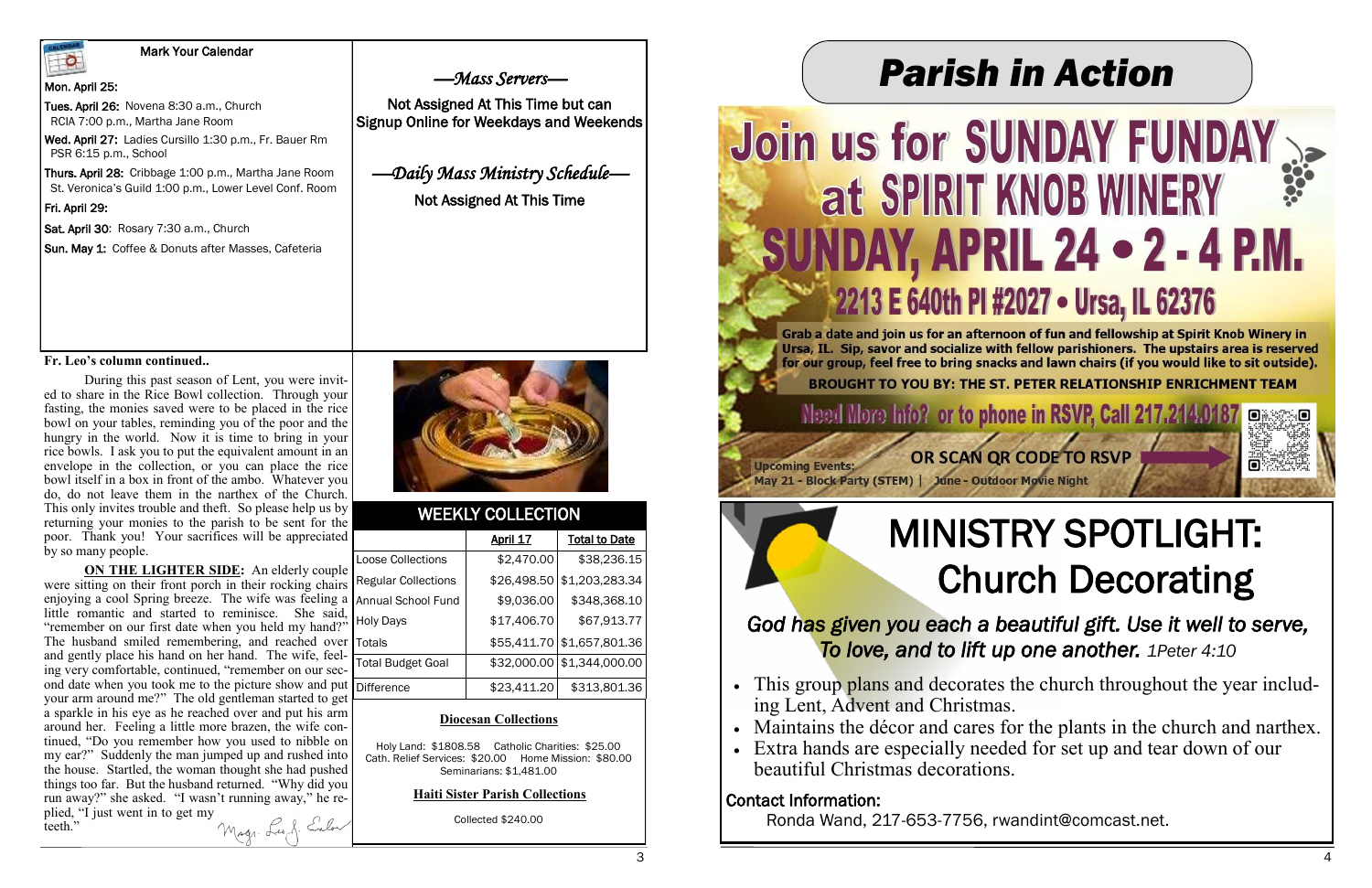## Mark Your Calendar

**Mon. April 25:**

**Tues. April 26:** Novena 8:30 a.m., Church
RCIA 7:00 p.m., Martha Jane Room

**Wed. April 27:** Ladies Cursillo 1:30 p.m., Fr. Bauer Rm
PSR 6:15 p.m., School

**Thurs. April 28:** Cribbage 1:00 p.m., Martha Jane Room
St. Veronica's Guild 1:00 p.m., Lower Level Conf. Room

**Fri. April 29:**

**Sat. April 30**: Rosary 7:30 a.m., Church

**Sun. May 1:** Coffee & Donuts after Masses, Cafeteria

### *—Mass Servers—*

Not Assigned At This Time but can Signup Online for Weekdays and Weekends

### *—Daily Mass Ministry Schedule—*

Not Assigned At This Time

**Fr. Leo's column continued..**

During this past season of Lent, you were invited to share in the Rice Bowl collection. Through your fasting, the monies saved were to be placed in the rice bowl on your tables, reminding you of the poor and the hungry in the world. Now it is time to bring in your rice bowls. I ask you to put the equivalent amount in an envelope in the collection, or you can place the rice bowl itself in a box in front of the ambo. Whatever you do, do not leave them in the narthex of the Church. This only invites trouble and theft. So please help us by returning your monies to the parish to be sent for the poor. Thank you! Your sacrifices will be appreciated by so many people.

**ON THE LIGHTER SIDE:** An elderly couple were sitting on their front porch in their rocking chairs enjoying a cool Spring breeze. The wife was feeling a little romantic and started to reminisce. She said, "remember on our first date when you held my hand?" The husband smiled remembering, and reached over and gently place his hand on her hand. The wife, feeling very comfortable, continued, "remember on our second date when you took me to the picture show and put your arm around me?" The old gentleman started to get a sparkle in his eye as he reached over and put his arm around her. Feeling a little more brazen, the wife continued, "Do you remember how you used to nibble on my ear?" Suddenly the man jumped up and rushed into the house. Startled, the woman thought she had pushed things too far. But the husband returned. "Why did you run away?" she asked. "I wasn't running away," he replied, "I just went in to get my teeth."

Msgr. Leo J. Enlow

## WEEKLY COLLECTION

| | April 17 | Total to Date |
|---|---|---|
| Loose Collections | $2,470.00 | $38,236.15 |
| Regular Collections | $26,498.50 | $1,203,283.34 |
| Annual School Fund | $9,036.00 | $348,368.10 |
| Holy Days | $17,406.70 | $67,913.77 |
| Totals | $55,411.70 | $1,657,801.36 |
| Total Budget Goal | $32,000.00 | $1,344,000.00 |
| Difference | $23,411.20 | $313,801.36 |

**Diocesan Collections**

Holy Land: $1808.58 Catholic Charities: $25.00
Cath. Relief Services: $20.00 Home Mission: $80.00
Seminarians: $1,481.00

**Haiti Sister Parish Collections**

Collected $240.00

# *Parish in Action*

# Join us for SUNDAY FUNDAY at SPIRIT KNOB WINERY
## SUNDAY, APRIL 24 • 2 - 4 P.M.
### 2213 E 640th Pl #2027 • Ursa, IL 62376

**Grab a date and join us for an afternoon of fun and fellowship at Spirit Knob Winery in Ursa, IL. Sip, savor and socialize with fellow parishioners. The upstairs area is reserved for our group, feel free to bring snacks and lawn chairs (if you would like to sit outside).**

**BROUGHT TO YOU BY: THE ST. PETER RELATIONSHIP ENRICHMENT TEAM**

Need More Info? or to phone in RSVP, Call 217.214.0187

**OR SCAN QR CODE TO RSVP**

**Upcoming Events:**
May 21 - Block Party (STEM) | June - Outdoor Movie Night

# MINISTRY SPOTLIGHT: Church Decorating

*God has given you each a beautiful gift. Use it well to serve, To love, and to lift up one another.* 1Peter 4:10

- This group plans and decorates the church throughout the year including Lent, Advent and Christmas.
- Maintains the décor and cares for the plants in the church and narthex.
- Extra hands are especially needed for set up and tear down of our beautiful Christmas decorations.

**Contact Information:**
Ronda Wand, 217-653-7756, rwandint@comcast.net.